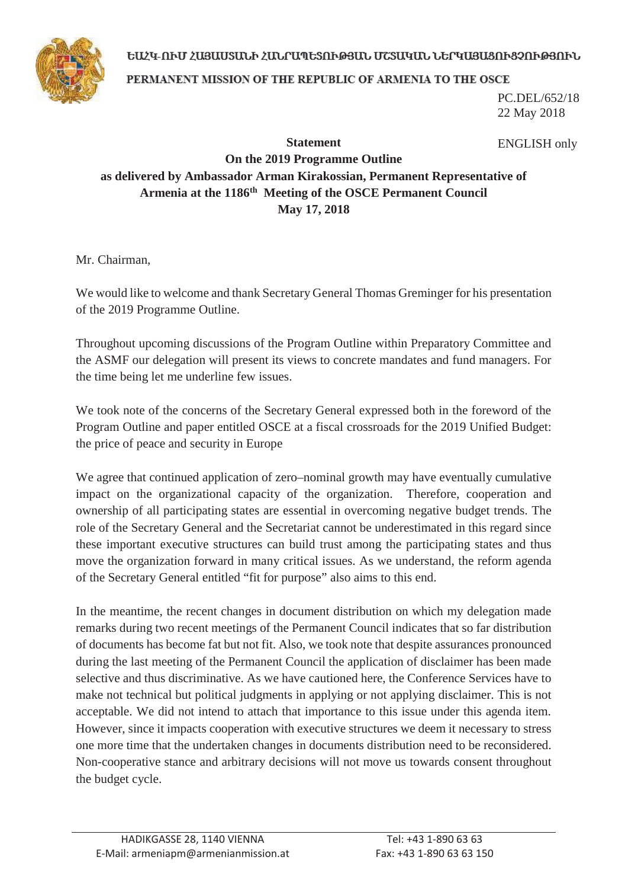ԵԱՀԿ-ՈՒՄ ՀԱՅԱՍՏԱՆԻ ՀԱՆՐԱՊԵՏՈՒԹՅԱՆ ՄՇՏԱԿԱՆ ՆԵՐԿԱՅԱՑՈՒՑՉՈՒԹՅՈՒՆ

PERMANENT MISSION OF THE REPUBLIC OF ARMENIA TO THE OSCE

PC.DEL/652/18
22 May 2018

ENGLISH only

**Statement**
**On the 2019 Programme Outline**
**as delivered by Ambassador Arman Kirakossian, Permanent Representative of Armenia at the 1186th Meeting of the OSCE Permanent Council**
**May 17, 2018**

Mr. Chairman,

We would like to welcome and thank Secretary General Thomas Greminger for his presentation of the 2019 Programme Outline.

Throughout upcoming discussions of the Program Outline within Preparatory Committee and the ASMF our delegation will present its views to concrete mandates and fund managers. For the time being let me underline few issues.

We took note of the concerns of the Secretary General expressed both in the foreword of the Program Outline and paper entitled OSCE at a fiscal crossroads for the 2019 Unified Budget: the price of peace and security in Europe

We agree that continued application of zero–nominal growth may have eventually cumulative impact on the organizational capacity of the organization. Therefore, cooperation and ownership of all participating states are essential in overcoming negative budget trends. The role of the Secretary General and the Secretariat cannot be underestimated in this regard since these important executive structures can build trust among the participating states and thus move the organization forward in many critical issues. As we understand, the reform agenda of the Secretary General entitled "fit for purpose" also aims to this end.

In the meantime, the recent changes in document distribution on which my delegation made remarks during two recent meetings of the Permanent Council indicates that so far distribution of documents has become fat but not fit. Also, we took note that despite assurances pronounced during the last meeting of the Permanent Council the application of disclaimer has been made selective and thus discriminative. As we have cautioned here, the Conference Services have to make not technical but political judgments in applying or not applying disclaimer. This is not acceptable. We did not intend to attach that importance to this issue under this agenda item. However, since it impacts cooperation with executive structures we deem it necessary to stress one more time that the undertaken changes in documents distribution need to be reconsidered. Non-cooperative stance and arbitrary decisions will not move us towards consent throughout the budget cycle.

HADIKGASSE 28, 1140 VIENNA
E-Mail: armeniapm@armenianmission.at

Tel: +43 1-890 63 63
Fax: +43 1-890 63 63 150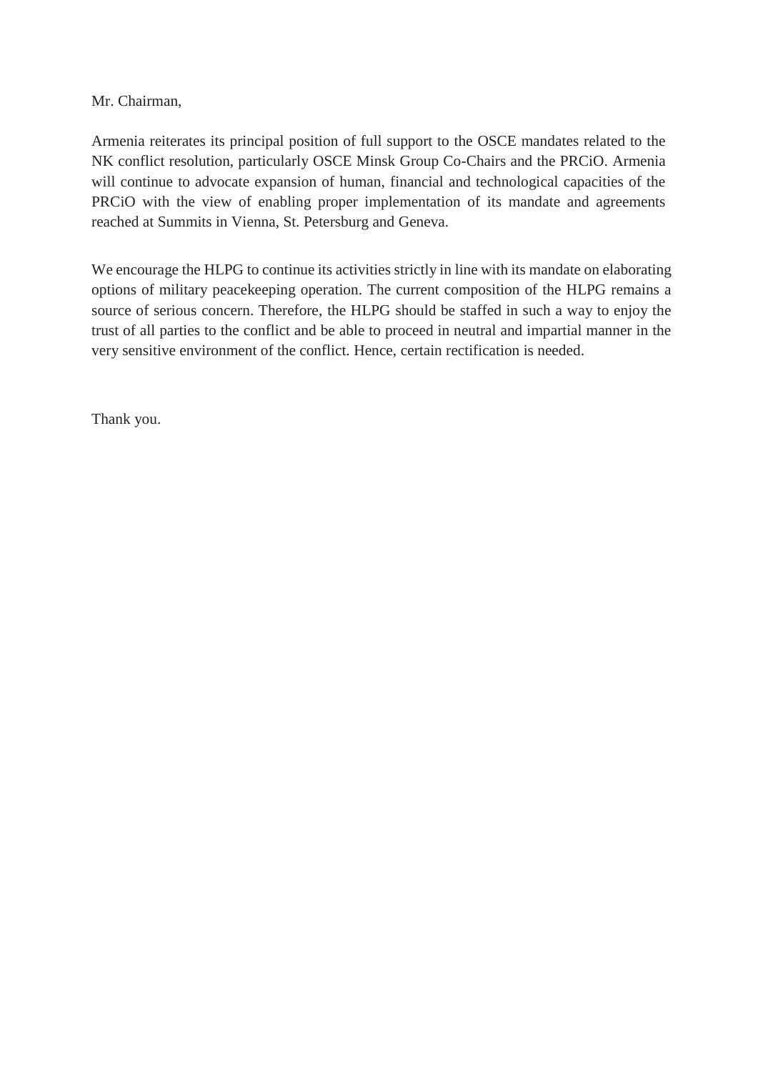Mr. Chairman,

Armenia reiterates its principal position of full support to the OSCE mandates related to the NK conflict resolution, particularly OSCE Minsk Group Co-Chairs and the PRCiO. Armenia will continue to advocate expansion of human, financial and technological capacities of the PRCiO with the view of enabling proper implementation of its mandate and agreements reached at Summits in Vienna, St. Petersburg and Geneva.

We encourage the HLPG to continue its activities strictly in line with its mandate on elaborating options of military peacekeeping operation. The current composition of the HLPG remains a source of serious concern. Therefore, the HLPG should be staffed in such a way to enjoy the trust of all parties to the conflict and be able to proceed in neutral and impartial manner in the very sensitive environment of the conflict. Hence, certain rectification is needed.

Thank you.